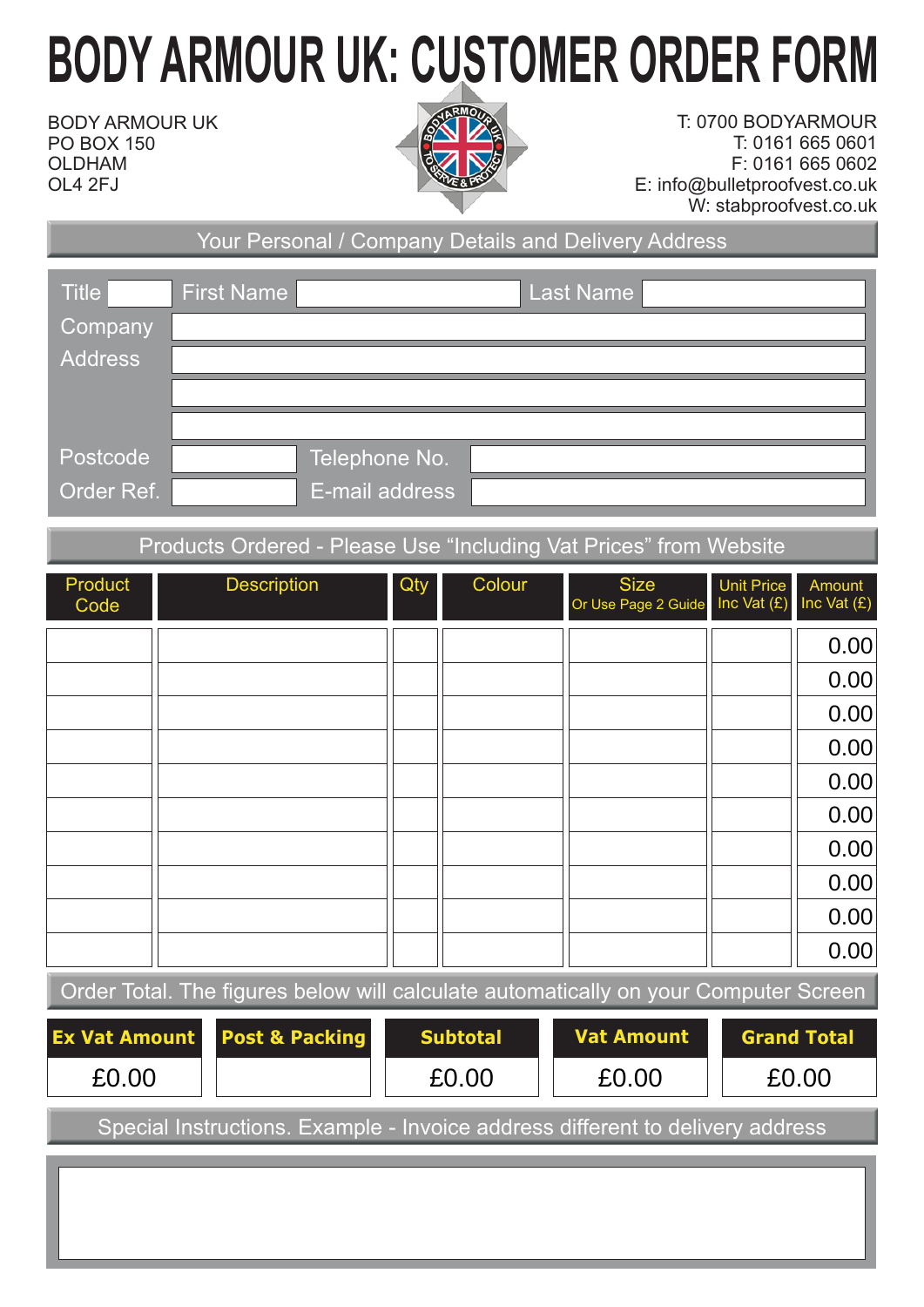# BODY ARMOUR UK: CUSTOMER ORDER FORM

BODY ARMOUR UK
PO BOX 150
OLDHAM
OL4 2FJ

T: 0700 BODYARMOUR
T: 0161 665 0601
F: 0161 665 0602
E: info@bulletproofvest.co.uk
W: stabproofvest.co.uk

## Your Personal / Company Details and Delivery Address

| | | | | | |
|---|---|---|---|---|---|
| Title | | First Name | | Last Name | |
| Company | | | | | |
| Address | | | | | |
| | | | | | |
| | | | | | |
| Postcode | | Telephone No. | | | |
| Order Ref. | | E-mail address | | | |

## Products Ordered - Please Use "Including Vat Prices" from Website

| Product Code | Description | Qty | Colour | Size Or Use Page 2 Guide | Unit Price Inc Vat (£) | Amount Inc Vat (£) |
|---|---|---|---|---|---|---|
| | | | | | | 0.00 |
| | | | | | | 0.00 |
| | | | | | | 0.00 |
| | | | | | | 0.00 |
| | | | | | | 0.00 |
| | | | | | | 0.00 |
| | | | | | | 0.00 |
| | | | | | | 0.00 |
| | | | | | | 0.00 |
| | | | | | | 0.00 |

## Order Total. The figures below will calculate automatically on your Computer Screen

| Ex Vat Amount | Post & Packing | Subtotal | Vat Amount | Grand Total |
|---|---|---|---|---|
| £0.00 | | £0.00 | £0.00 | £0.00 |

## Special Instructions. Example - Invoice address different to delivery address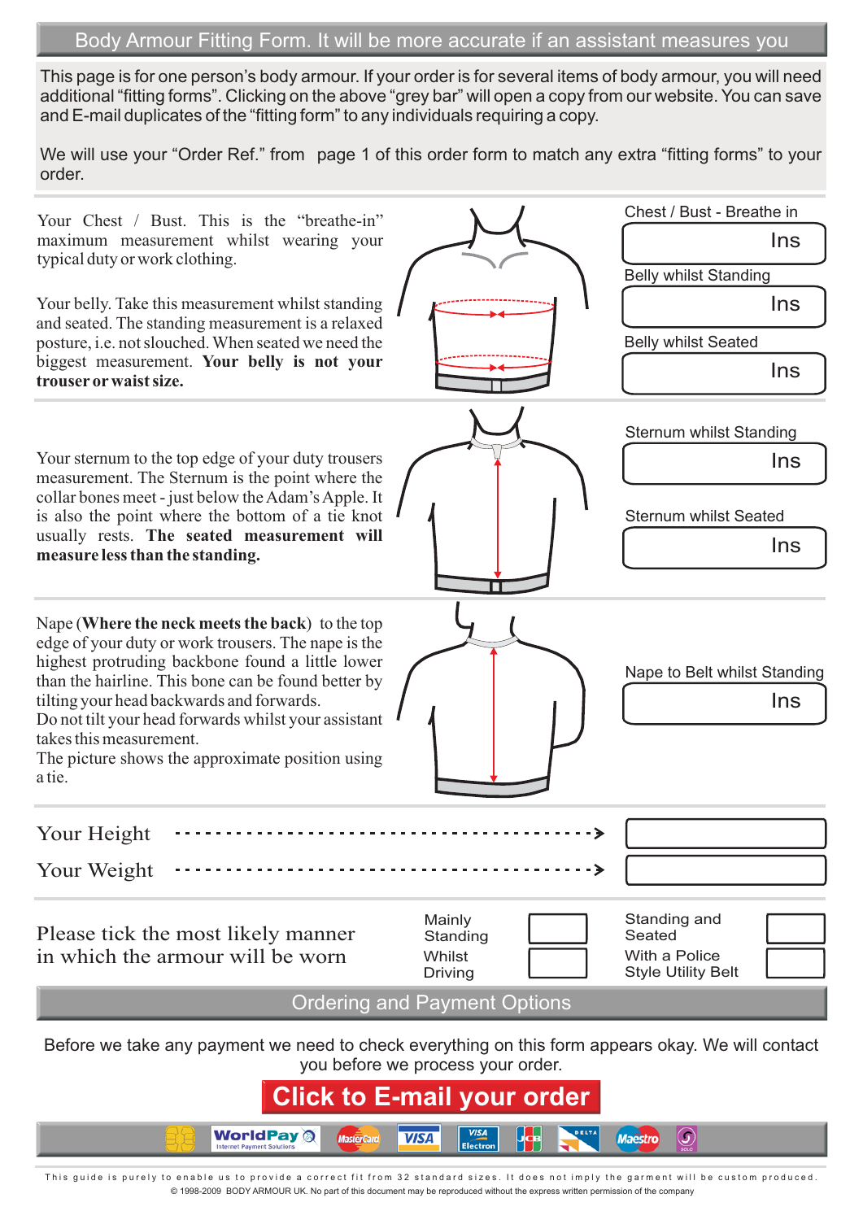## Body Armour Fitting Form. It will be more accurate if an assistant measures you

This page is for one person's body armour. If your order is for several items of body armour, you will need additional "fitting forms". Clicking on the above "grey bar" will open a copy from our website. You can save and E-mail duplicates of the "fitting form" to any individuals requiring a copy.

We will use your "Order Ref." from page 1 of this order form to match any extra "fitting forms" to your order.

Your Chest / Bust. This is the "breathe-in" maximum measurement whilst wearing your typical duty or work clothing.

Your belly. Take this measurement whilst standing and seated. The standing measurement is a relaxed posture, i.e. not slouched. When seated we need the biggest measurement. **Your belly is not your trouser or waist size.**

Chest / Bust - Breathe in: ______ Ins

Belly whilst Standing: ______ Ins

Belly whilst Seated: ______ Ins

Your sternum to the top edge of your duty trousers measurement. The Sternum is the point where the collar bones meet - just below the Adam's Apple. It is also the point where the bottom of a tie knot usually rests. **The seated measurement will measure less than the standing.**

Sternum whilst Standing: ______ Ins

Sternum whilst Seated: ______ Ins

Nape (**Where the neck meets the back**) to the top edge of your duty or work trousers. The nape is the highest protruding backbone found a little lower than the hairline. This bone can be found better by tilting your head backwards and forwards.
Do not tilt your head forwards whilst your assistant takes this measurement.
The picture shows the approximate position using a tie.

Nape to Belt whilst Standing: ______ Ins

Your Height ------------------------------------→ ______

Your Weight ------------------------------------→ ______

Please tick the most likely manner in which the armour will be worn

- Mainly Standing ☐
- Standing and Seated ☐
- Whilst Driving ☐
- With a Police Style Utility Belt ☐

## Ordering and Payment Options

Before we take any payment we need to check everything on this form appears okay. We will contact you before we process your order.

**Click to E-mail your order**

WorldPay Internet Payment Solutions, MasterCard, VISA, VISA Electron, JCB, DELTA, Maestro, SOLO

This guide is purely to enable us to provide a correct fit from 32 standard sizes. It does not imply the garment will be custom produced.

© 1998-2009 BODY ARMOUR UK. No part of this document may be reproduced without the express written permission of the company